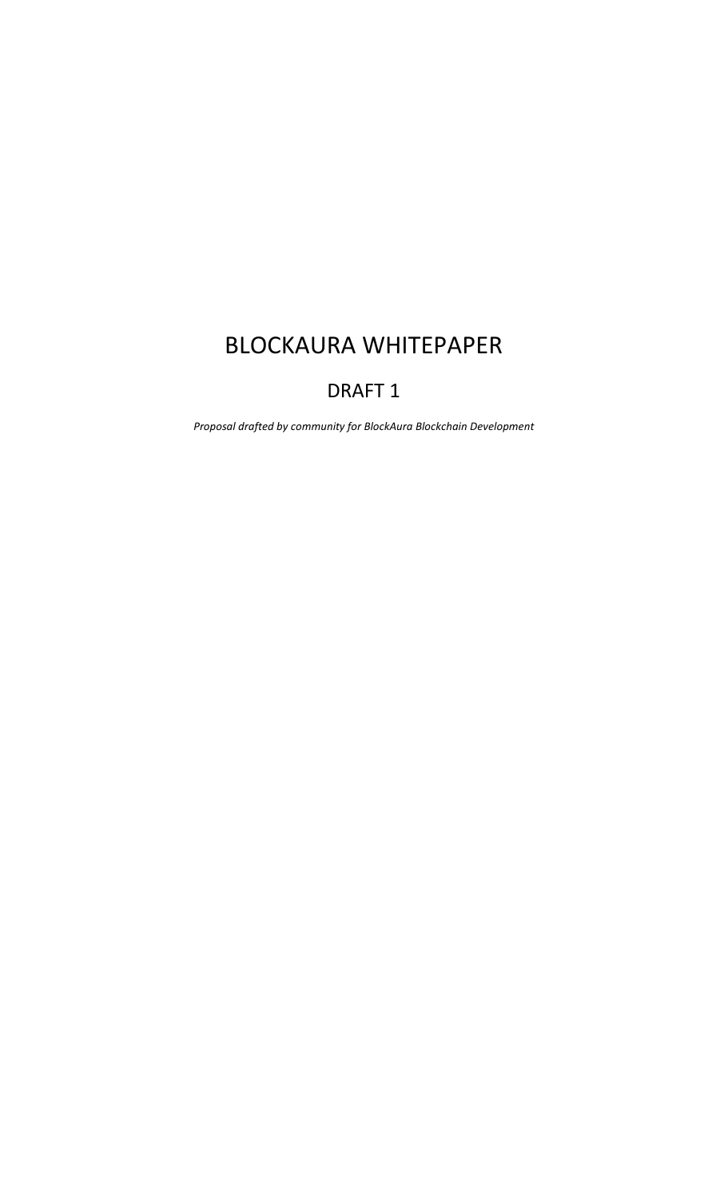# BLOCKAURA WHITEPAPER

## DRAFT 1

*Proposal drafted by community for BlockAura Blockchain Development*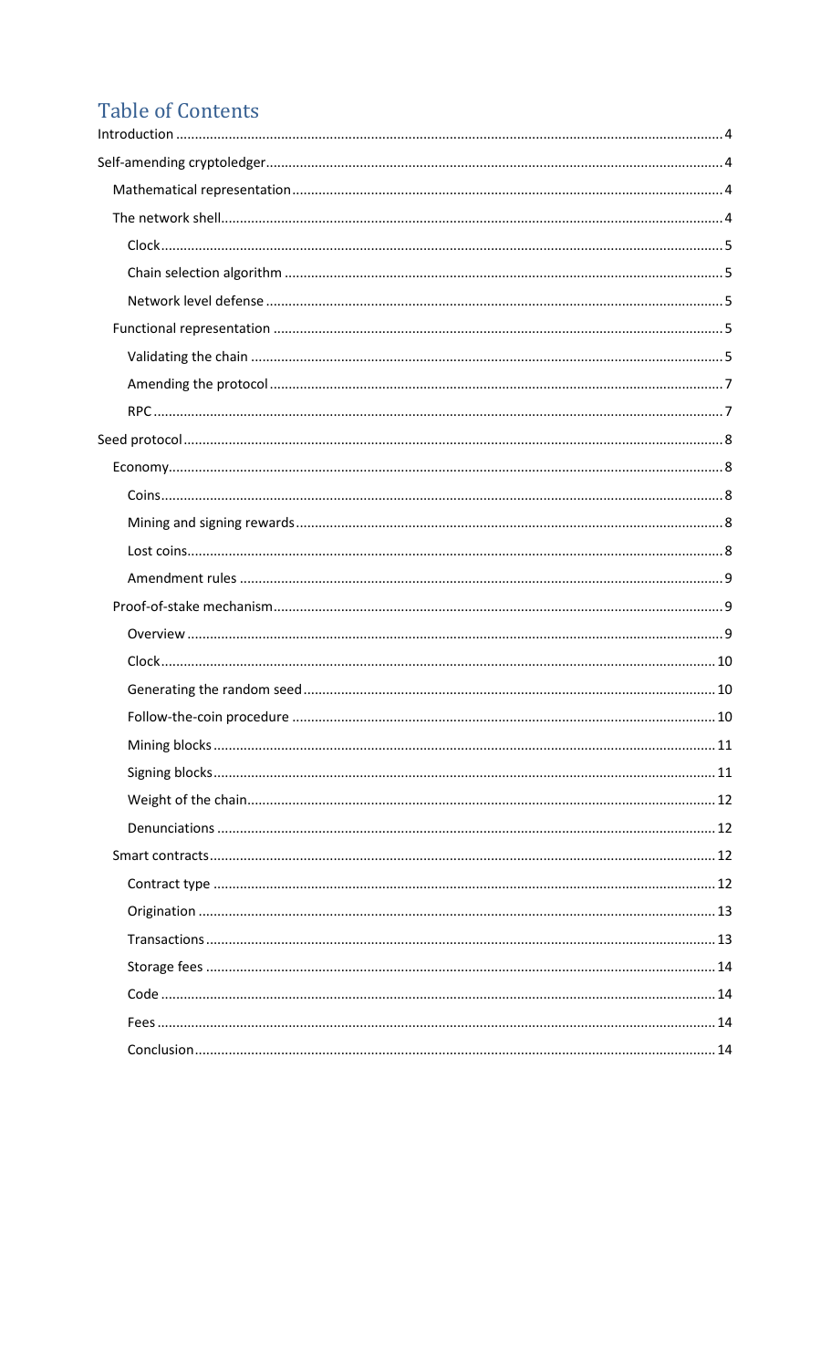# Table of Contents

- Introduction ... 4
- Self-amending cryptoledger ... 4
  - Mathematical representation ... 4
  - The network shell ... 4
    - Clock ... 5
    - Chain selection algorithm ... 5
    - Network level defense ... 5
  - Functional representation ... 5
    - Validating the chain ... 5
    - Amending the protocol ... 7
    - RPC ... 7
- Seed protocol ... 8
  - Economy ... 8
    - Coins ... 8
    - Mining and signing rewards ... 8
    - Lost coins ... 8
    - Amendment rules ... 9
  - Proof-of-stake mechanism ... 9
    - Overview ... 9
    - Clock ... 10
    - Generating the random seed ... 10
    - Follow-the-coin procedure ... 10
    - Mining blocks ... 11
    - Signing blocks ... 11
    - Weight of the chain ... 12
    - Denunciations ... 12
  - Smart contracts ... 12
    - Contract type ... 12
    - Origination ... 13
    - Transactions ... 13
    - Storage fees ... 14
    - Code ... 14
    - Fees ... 14
    - Conclusion ... 14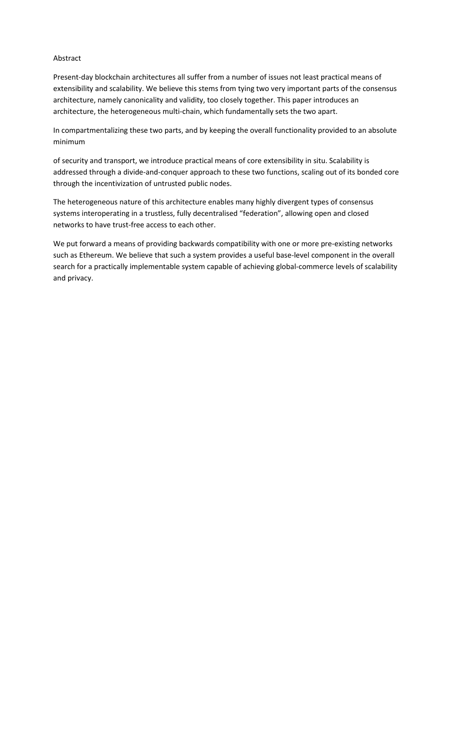Abstract

Present-day blockchain architectures all suffer from a number of issues not least practical means of extensibility and scalability. We believe this stems from tying two very important parts of the consensus architecture, namely canonicality and validity, too closely together. This paper introduces an architecture, the heterogeneous multi-chain, which fundamentally sets the two apart.

In compartmentalizing these two parts, and by keeping the overall functionality provided to an absolute minimum

of security and transport, we introduce practical means of core extensibility in situ. Scalability is addressed through a divide-and-conquer approach to these two functions, scaling out of its bonded core through the incentivization of untrusted public nodes.

The heterogeneous nature of this architecture enables many highly divergent types of consensus systems interoperating in a trustless, fully decentralised "federation", allowing open and closed networks to have trust-free access to each other.

We put forward a means of providing backwards compatibility with one or more pre-existing networks such as Ethereum. We believe that such a system provides a useful base-level component in the overall search for a practically implementable system capable of achieving global-commerce levels of scalability and privacy.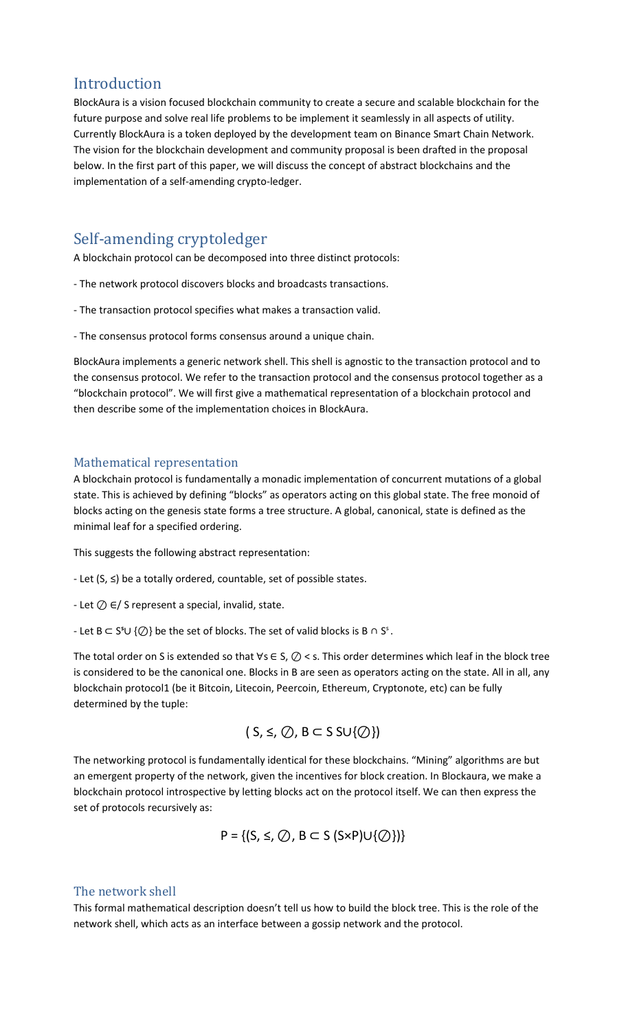## Introduction

BlockAura is a vision focused blockchain community to create a secure and scalable blockchain for the future purpose and solve real life problems to be implement it seamlessly in all aspects of utility. Currently BlockAura is a token deployed by the development team on Binance Smart Chain Network. The vision for the blockchain development and community proposal is been drafted in the proposal below. In the first part of this paper, we will discuss the concept of abstract blockchains and the implementation of a self-amending crypto-ledger.

## Self-amending cryptoledger

A blockchain protocol can be decomposed into three distinct protocols:

- The network protocol discovers blocks and broadcasts transactions.
- The transaction protocol specifies what makes a transaction valid.
- The consensus protocol forms consensus around a unique chain.

BlockAura implements a generic network shell. This shell is agnostic to the transaction protocol and to the consensus protocol. We refer to the transaction protocol and the consensus protocol together as a "blockchain protocol". We will first give a mathematical representation of a blockchain protocol and then describe some of the implementation choices in BlockAura.

### Mathematical representation

A blockchain protocol is fundamentally a monadic implementation of concurrent mutations of a global state. This is achieved by defining "blocks" as operators acting on this global state. The free monoid of blocks acting on the genesis state forms a tree structure. A global, canonical, state is defined as the minimal leaf for a specified ordering.

This suggests the following abstract representation:

- Let $(S, \leq)$ be a totally ordered, countable, set of possible states.
- Let $\oslash \notin S$ represent a special, invalid, state.
- Let $B \subset S^S \cup \{\oslash\}$ be the set of blocks. The set of valid blocks is $B \cap S^S$.

The total order on S is extended so that $\forall s \in S, \oslash < s$. This order determines which leaf in the block tree is considered to be the canonical one. Blocks in B are seen as operators acting on the state. All in all, any blockchain protocol1 (be it Bitcoin, Litecoin, Peercoin, Ethereum, Cryptonote, etc) can be fully determined by the tuple:

$$(S, \leq, \oslash, B \subset S^{S \cup \{\oslash\}})$$

The networking protocol is fundamentally identical for these blockchains. "Mining" algorithms are but an emergent property of the network, given the incentives for block creation. In Blockaura, we make a blockchain protocol introspective by letting blocks act on the protocol itself. We can then express the set of protocols recursively as:

$$P = \{(S, \leq, \oslash, B \subset S^{(S \times P) \cup \{\oslash\}})\}$$

### The network shell

This formal mathematical description doesn't tell us how to build the block tree. This is the role of the network shell, which acts as an interface between a gossip network and the protocol.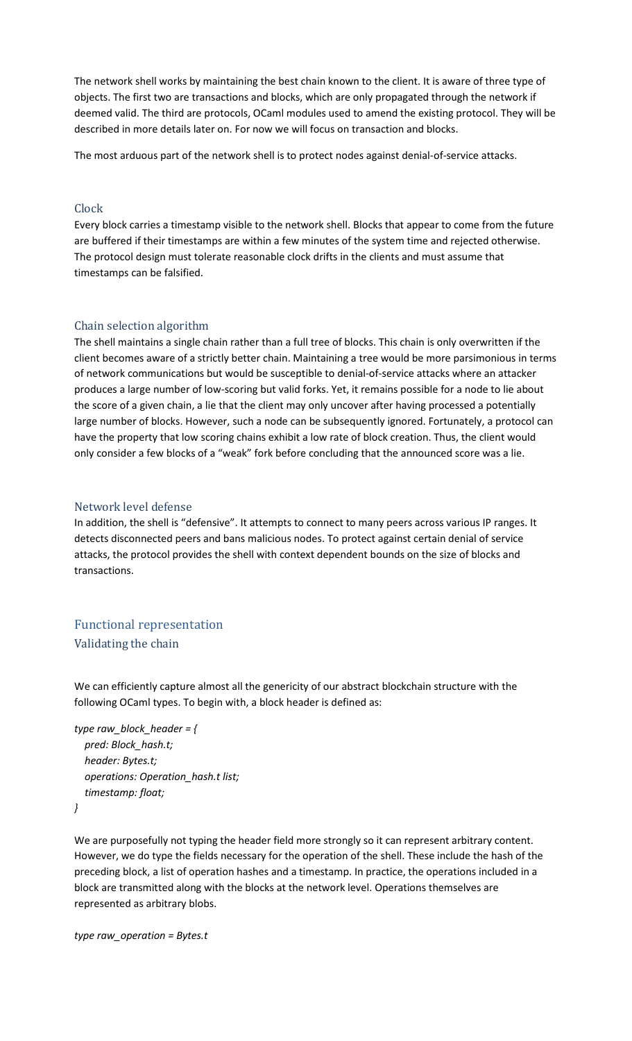The network shell works by maintaining the best chain known to the client. It is aware of three type of objects. The first two are transactions and blocks, which are only propagated through the network if deemed valid. The third are protocols, OCaml modules used to amend the existing protocol. They will be described in more details later on. For now we will focus on transaction and blocks.

The most arduous part of the network shell is to protect nodes against denial-of-service attacks.

### Clock

Every block carries a timestamp visible to the network shell. Blocks that appear to come from the future are buffered if their timestamps are within a few minutes of the system time and rejected otherwise. The protocol design must tolerate reasonable clock drifts in the clients and must assume that timestamps can be falsified.

### Chain selection algorithm

The shell maintains a single chain rather than a full tree of blocks. This chain is only overwritten if the client becomes aware of a strictly better chain. Maintaining a tree would be more parsimonious in terms of network communications but would be susceptible to denial-of-service attacks where an attacker produces a large number of low-scoring but valid forks. Yet, it remains possible for a node to lie about the score of a given chain, a lie that the client may only uncover after having processed a potentially large number of blocks. However, such a node can be subsequently ignored. Fortunately, a protocol can have the property that low scoring chains exhibit a low rate of block creation. Thus, the client would only consider a few blocks of a "weak" fork before concluding that the announced score was a lie.

### Network level defense

In addition, the shell is "defensive". It attempts to connect to many peers across various IP ranges. It detects disconnected peers and bans malicious nodes. To protect against certain denial of service attacks, the protocol provides the shell with context dependent bounds on the size of blocks and transactions.

## Functional representation

### Validating the chain

We can efficiently capture almost all the genericity of our abstract blockchain structure with the following OCaml types. To begin with, a block header is defined as:

```
type raw_block_header = {
  pred: Block_hash.t;
  header: Bytes.t;
  operations: Operation_hash.t list;
  timestamp: float;
}
```

We are purposefully not typing the header field more strongly so it can represent arbitrary content. However, we do type the fields necessary for the operation of the shell. These include the hash of the preceding block, a list of operation hashes and a timestamp. In practice, the operations included in a block are transmitted along with the blocks at the network level. Operations themselves are represented as arbitrary blobs.

```
type raw_operation = Bytes.t
```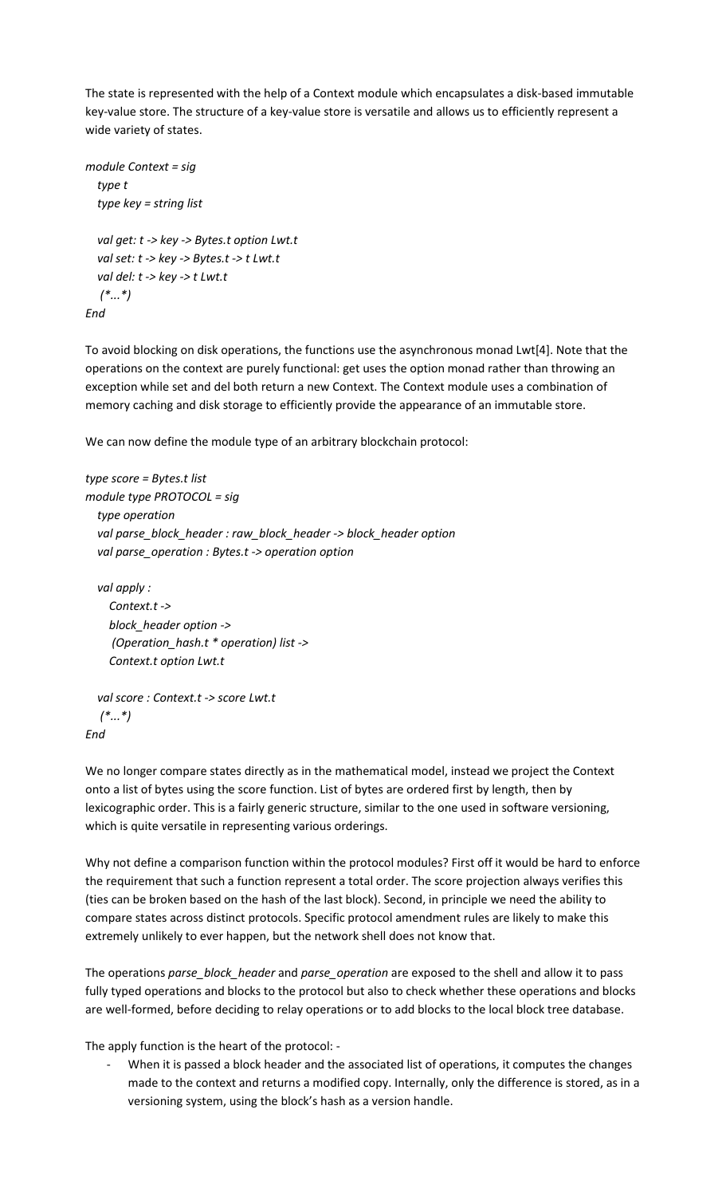The state is represented with the help of a Context module which encapsulates a disk-based immutable key-value store. The structure of a key-value store is versatile and allows us to efficiently represent a wide variety of states.

```
module Context = sig
  type t
  type key = string list

  val get: t -> key -> Bytes.t option Lwt.t
  val set: t -> key -> Bytes.t -> t Lwt.t
  val del: t -> key -> t Lwt.t
  (*...*)
End
```

To avoid blocking on disk operations, the functions use the asynchronous monad Lwt[4]. Note that the operations on the context are purely functional: get uses the option monad rather than throwing an exception while set and del both return a new Context. The Context module uses a combination of memory caching and disk storage to efficiently provide the appearance of an immutable store.

We can now define the module type of an arbitrary blockchain protocol:

```
type score = Bytes.t list
module type PROTOCOL = sig
  type operation
  val parse_block_header : raw_block_header -> block_header option
  val parse_operation : Bytes.t -> operation option

  val apply :
    Context.t ->
    block_header option ->
     (Operation_hash.t * operation) list ->
    Context.t option Lwt.t

  val score : Context.t -> score Lwt.t
  (*...*)
End
```

We no longer compare states directly as in the mathematical model, instead we project the Context onto a list of bytes using the score function. List of bytes are ordered first by length, then by lexicographic order. This is a fairly generic structure, similar to the one used in software versioning, which is quite versatile in representing various orderings.

Why not define a comparison function within the protocol modules? First off it would be hard to enforce the requirement that such a function represent a total order. The score projection always verifies this (ties can be broken based on the hash of the last block). Second, in principle we need the ability to compare states across distinct protocols. Specific protocol amendment rules are likely to make this extremely unlikely to ever happen, but the network shell does not know that.

The operations *parse_block_header* and *parse_operation* are exposed to the shell and allow it to pass fully typed operations and blocks to the protocol but also to check whether these operations and blocks are well-formed, before deciding to relay operations or to add blocks to the local block tree database.

The apply function is the heart of the protocol: -

- When it is passed a block header and the associated list of operations, it computes the changes made to the context and returns a modified copy. Internally, only the difference is stored, as in a versioning system, using the block's hash as a version handle.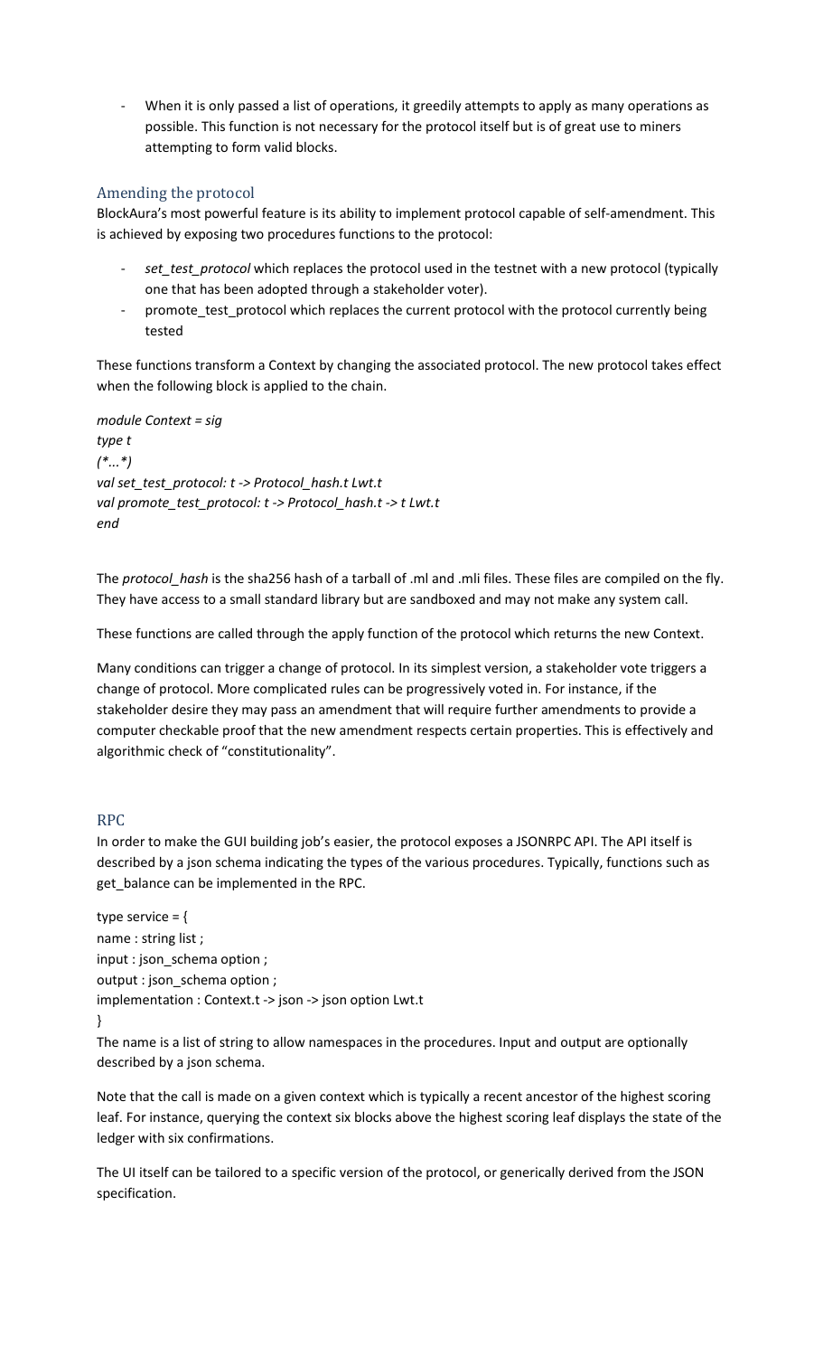- When it is only passed a list of operations, it greedily attempts to apply as many operations as possible. This function is not necessary for the protocol itself but is of great use to miners attempting to form valid blocks.

## Amending the protocol

BlockAura's most powerful feature is its ability to implement protocol capable of self-amendment. This is achieved by exposing two procedures functions to the protocol:

- *set_test_protocol* which replaces the protocol used in the testnet with a new protocol (typically one that has been adopted through a stakeholder voter).
- promote_test_protocol which replaces the current protocol with the protocol currently being tested

These functions transform a Context by changing the associated protocol. The new protocol takes effect when the following block is applied to the chain.

```
module Context = sig
type t
(*...*)
val set_test_protocol: t -> Protocol_hash.t Lwt.t
val promote_test_protocol: t -> Protocol_hash.t -> t Lwt.t
end
```

The *protocol_hash* is the sha256 hash of a tarball of .ml and .mli files. These files are compiled on the fly. They have access to a small standard library but are sandboxed and may not make any system call.

These functions are called through the apply function of the protocol which returns the new Context.

Many conditions can trigger a change of protocol. In its simplest version, a stakeholder vote triggers a change of protocol. More complicated rules can be progressively voted in. For instance, if the stakeholder desire they may pass an amendment that will require further amendments to provide a computer checkable proof that the new amendment respects certain properties. This is effectively and algorithmic check of "constitutionality".

## RPC

In order to make the GUI building job's easier, the protocol exposes a JSONRPC API. The API itself is described by a json schema indicating the types of the various procedures. Typically, functions such as get_balance can be implemented in the RPC.

```
type service = {
name : string list ;
input : json_schema option ;
output : json_schema option ;
implementation : Context.t -> json -> json option Lwt.t
}
```

The name is a list of string to allow namespaces in the procedures. Input and output are optionally described by a json schema.

Note that the call is made on a given context which is typically a recent ancestor of the highest scoring leaf. For instance, querying the context six blocks above the highest scoring leaf displays the state of the ledger with six confirmations.

The UI itself can be tailored to a specific version of the protocol, or generically derived from the JSON specification.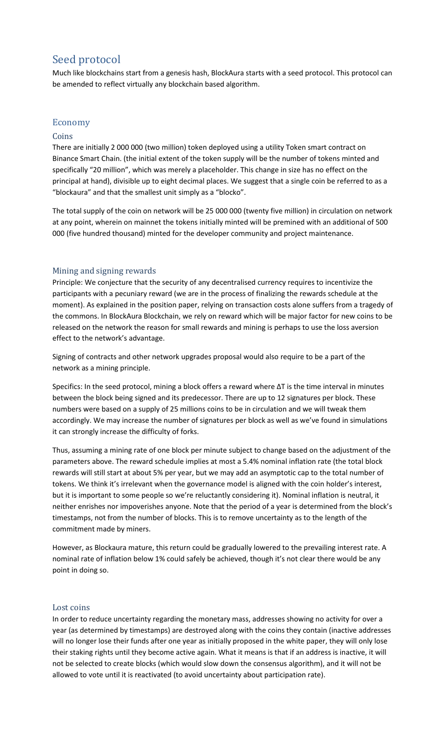# Seed protocol

Much like blockchains start from a genesis hash, BlockAura starts with a seed protocol. This protocol can be amended to reflect virtually any blockchain based algorithm.

## Economy

### Coins

There are initially 2 000 000 (two million) token deployed using a utility Token smart contract on Binance Smart Chain. (the initial extent of the token supply will be the number of tokens minted and specifically "20 million", which was merely a placeholder. This change in size has no effect on the principal at hand), divisible up to eight decimal places. We suggest that a single coin be referred to as a "blockaura" and that the smallest unit simply as a "blocko".

The total supply of the coin on network will be 25 000 000 (twenty five million) in circulation on network at any point, wherein on mainnet the tokens initially minted will be premined with an additional of 500 000 (five hundred thousand) minted for the developer community and project maintenance.

## Mining and signing rewards

Principle: We conjecture that the security of any decentralised currency requires to incentivize the participants with a pecuniary reward (we are in the process of finalizing the rewards schedule at the moment). As explained in the position paper, relying on transaction costs alone suffers from a tragedy of the commons. In BlockAura Blockchain, we rely on reward which will be major factor for new coins to be released on the network the reason for small rewards and mining is perhaps to use the loss aversion effect to the network's advantage.

Signing of contracts and other network upgrades proposal would also require to be a part of the network as a mining principle.

Specifics: In the seed protocol, mining a block offers a reward where $\Delta T$ is the time interval in minutes between the block being signed and its predecessor. There are up to 12 signatures per block. These numbers were based on a supply of 25 millions coins to be in circulation and we will tweak them accordingly. We may increase the number of signatures per block as well as we've found in simulations it can strongly increase the difficulty of forks.

Thus, assuming a mining rate of one block per minute subject to change based on the adjustment of the parameters above. The reward schedule implies at most a 5.4% nominal inflation rate (the total block rewards will still start at about 5% per year, but we may add an asymptotic cap to the total number of tokens. We think it's irrelevant when the governance model is aligned with the coin holder's interest, but it is important to some people so we're reluctantly considering it). Nominal inflation is neutral, it neither enriches nor impoverishes anyone. Note that the period of a year is determined from the block's timestamps, not from the number of blocks. This is to remove uncertainty as to the length of the commitment made by miners.

However, as Blockaura mature, this return could be gradually lowered to the prevailing interest rate. A nominal rate of inflation below 1% could safely be achieved, though it's not clear there would be any point in doing so.

## Lost coins

In order to reduce uncertainty regarding the monetary mass, addresses showing no activity for over a year (as determined by timestamps) are destroyed along with the coins they contain (inactive addresses will no longer lose their funds after one year as initially proposed in the white paper, they will only lose their staking rights until they become active again. What it means is that if an address is inactive, it will not be selected to create blocks (which would slow down the consensus algorithm), and it will not be allowed to vote until it is reactivated (to avoid uncertainty about participation rate).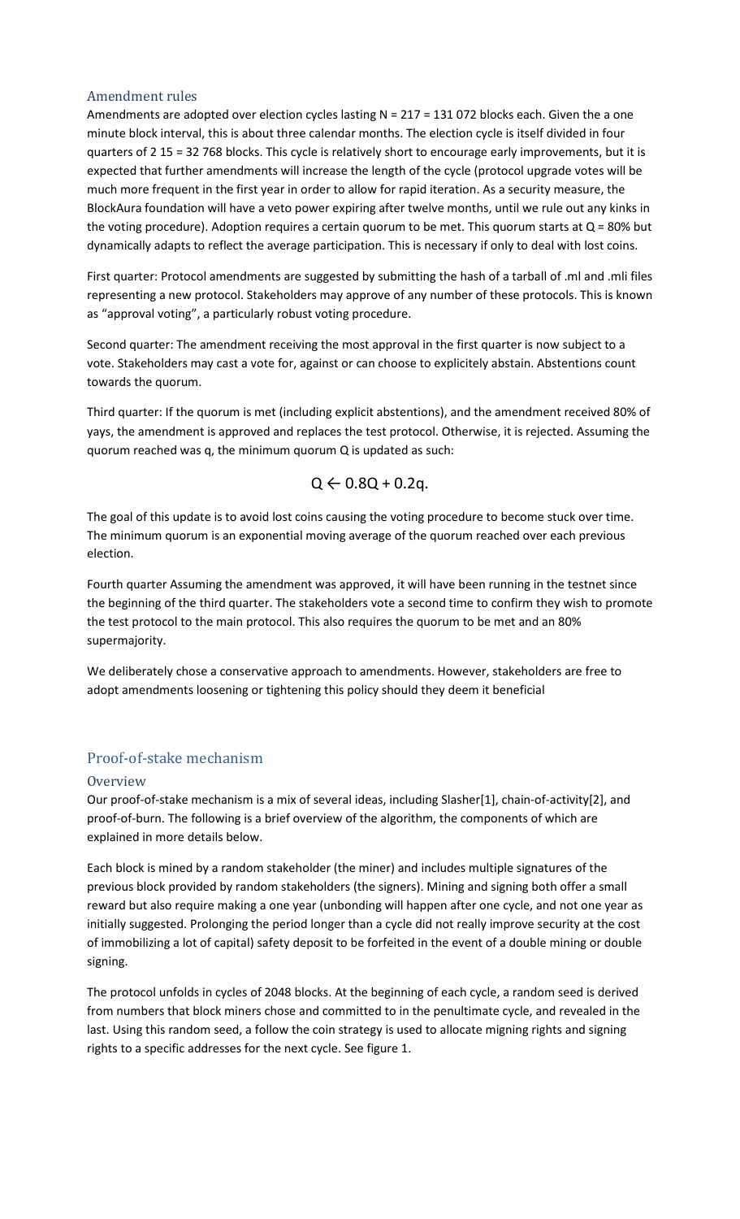## Amendment rules

Amendments are adopted over election cycles lasting N = 217 = 131 072 blocks each. Given the a one minute block interval, this is about three calendar months. The election cycle is itself divided in four quarters of 2 15 = 32 768 blocks. This cycle is relatively short to encourage early improvements, but it is expected that further amendments will increase the length of the cycle (protocol upgrade votes will be much more frequent in the first year in order to allow for rapid iteration. As a security measure, the BlockAura foundation will have a veto power expiring after twelve months, until we rule out any kinks in the voting procedure). Adoption requires a certain quorum to be met. This quorum starts at Q = 80% but dynamically adapts to reflect the average participation. This is necessary if only to deal with lost coins.

First quarter: Protocol amendments are suggested by submitting the hash of a tarball of .ml and .mli files representing a new protocol. Stakeholders may approve of any number of these protocols. This is known as "approval voting", a particularly robust voting procedure.

Second quarter: The amendment receiving the most approval in the first quarter is now subject to a vote. Stakeholders may cast a vote for, against or can choose to explicitely abstain. Abstentions count towards the quorum.

Third quarter: If the quorum is met (including explicit abstentions), and the amendment received 80% of yays, the amendment is approved and replaces the test protocol. Otherwise, it is rejected. Assuming the quorum reached was q, the minimum quorum Q is updated as such:

$$Q \leftarrow 0.8Q + 0.2q.$$

The goal of this update is to avoid lost coins causing the voting procedure to become stuck over time. The minimum quorum is an exponential moving average of the quorum reached over each previous election.

Fourth quarter Assuming the amendment was approved, it will have been running in the testnet since the beginning of the third quarter. The stakeholders vote a second time to confirm they wish to promote the test protocol to the main protocol. This also requires the quorum to be met and an 80% supermajority.

We deliberately chose a conservative approach to amendments. However, stakeholders are free to adopt amendments loosening or tightening this policy should they deem it beneficial

## Proof-of-stake mechanism

### Overview

Our proof-of-stake mechanism is a mix of several ideas, including Slasher[1], chain-of-activity[2], and proof-of-burn. The following is a brief overview of the algorithm, the components of which are explained in more details below.

Each block is mined by a random stakeholder (the miner) and includes multiple signatures of the previous block provided by random stakeholders (the signers). Mining and signing both offer a small reward but also require making a one year (unbonding will happen after one cycle, and not one year as initially suggested. Prolonging the period longer than a cycle did not really improve security at the cost of immobilizing a lot of capital) safety deposit to be forfeited in the event of a double mining or double signing.

The protocol unfolds in cycles of 2048 blocks. At the beginning of each cycle, a random seed is derived from numbers that block miners chose and committed to in the penultimate cycle, and revealed in the last. Using this random seed, a follow the coin strategy is used to allocate migning rights and signing rights to a specific addresses for the next cycle. See figure 1.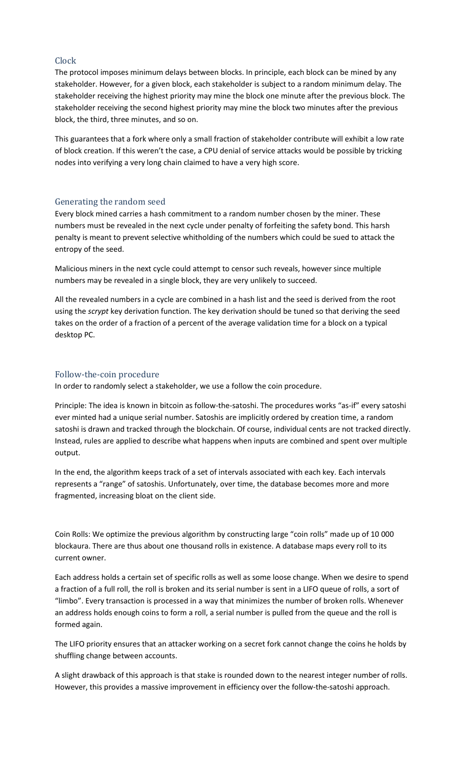## Clock

The protocol imposes minimum delays between blocks. In principle, each block can be mined by any stakeholder. However, for a given block, each stakeholder is subject to a random minimum delay. The stakeholder receiving the highest priority may mine the block one minute after the previous block. The stakeholder receiving the second highest priority may mine the block two minutes after the previous block, the third, three minutes, and so on.

This guarantees that a fork where only a small fraction of stakeholder contribute will exhibit a low rate of block creation. If this weren't the case, a CPU denial of service attacks would be possible by tricking nodes into verifying a very long chain claimed to have a very high score.

## Generating the random seed

Every block mined carries a hash commitment to a random number chosen by the miner. These numbers must be revealed in the next cycle under penalty of forfeiting the safety bond. This harsh penalty is meant to prevent selective whitholding of the numbers which could be sued to attack the entropy of the seed.

Malicious miners in the next cycle could attempt to censor such reveals, however since multiple numbers may be revealed in a single block, they are very unlikely to succeed.

All the revealed numbers in a cycle are combined in a hash list and the seed is derived from the root using the *scrypt* key derivation function. The key derivation should be tuned so that deriving the seed takes on the order of a fraction of a percent of the average validation time for a block on a typical desktop PC.

## Follow-the-coin procedure

In order to randomly select a stakeholder, we use a follow the coin procedure.

Principle: The idea is known in bitcoin as follow-the-satoshi. The procedures works "as-if" every satoshi ever minted had a unique serial number. Satoshis are implicitly ordered by creation time, a random satoshi is drawn and tracked through the blockchain. Of course, individual cents are not tracked directly. Instead, rules are applied to describe what happens when inputs are combined and spent over multiple output.

In the end, the algorithm keeps track of a set of intervals associated with each key. Each intervals represents a "range" of satoshis. Unfortunately, over time, the database becomes more and more fragmented, increasing bloat on the client side.

Coin Rolls: We optimize the previous algorithm by constructing large "coin rolls" made up of 10 000 blockaura. There are thus about one thousand rolls in existence. A database maps every roll to its current owner.

Each address holds a certain set of specific rolls as well as some loose change. When we desire to spend a fraction of a full roll, the roll is broken and its serial number is sent in a LIFO queue of rolls, a sort of "limbo". Every transaction is processed in a way that minimizes the number of broken rolls. Whenever an address holds enough coins to form a roll, a serial number is pulled from the queue and the roll is formed again.

The LIFO priority ensures that an attacker working on a secret fork cannot change the coins he holds by shuffling change between accounts.

A slight drawback of this approach is that stake is rounded down to the nearest integer number of rolls. However, this provides a massive improvement in efficiency over the follow-the-satoshi approach.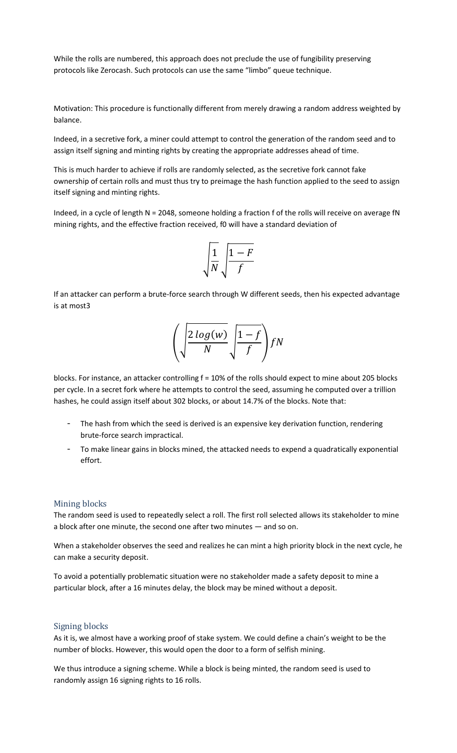While the rolls are numbered, this approach does not preclude the use of fungibility preserving protocols like Zerocash. Such protocols can use the same "limbo" queue technique.

Motivation: This procedure is functionally different from merely drawing a random address weighted by balance.

Indeed, in a secretive fork, a miner could attempt to control the generation of the random seed and to assign itself signing and minting rights by creating the appropriate addresses ahead of time.

This is much harder to achieve if rolls are randomly selected, as the secretive fork cannot fake ownership of certain rolls and must thus try to preimage the hash function applied to the seed to assign itself signing and minting rights.

Indeed, in a cycle of length N = 2048, someone holding a fraction f of the rolls will receive on average fN mining rights, and the effective fraction received, f0 will have a standard deviation of

$$\sqrt{\frac{1}{N}}\sqrt{\frac{1-F}{f}}$$

If an attacker can perform a brute-force search through W different seeds, then his expected advantage is at most3

$$\left(\sqrt{\frac{2\,log(w)}{N}}\sqrt{\frac{1-f}{f}}\right)fN$$

blocks. For instance, an attacker controlling f = 10% of the rolls should expect to mine about 205 blocks per cycle. In a secret fork where he attempts to control the seed, assuming he computed over a trillion hashes, he could assign itself about 302 blocks, or about 14.7% of the blocks. Note that:

- The hash from which the seed is derived is an expensive key derivation function, rendering brute-force search impractical.
- To make linear gains in blocks mined, the attacked needs to expend a quadratically exponential effort.

## Mining blocks

The random seed is used to repeatedly select a roll. The first roll selected allows its stakeholder to mine a block after one minute, the second one after two minutes — and so on.

When a stakeholder observes the seed and realizes he can mint a high priority block in the next cycle, he can make a security deposit.

To avoid a potentially problematic situation were no stakeholder made a safety deposit to mine a particular block, after a 16 minutes delay, the block may be mined without a deposit.

## Signing blocks

As it is, we almost have a working proof of stake system. We could define a chain's weight to be the number of blocks. However, this would open the door to a form of selfish mining.

We thus introduce a signing scheme. While a block is being minted, the random seed is used to randomly assign 16 signing rights to 16 rolls.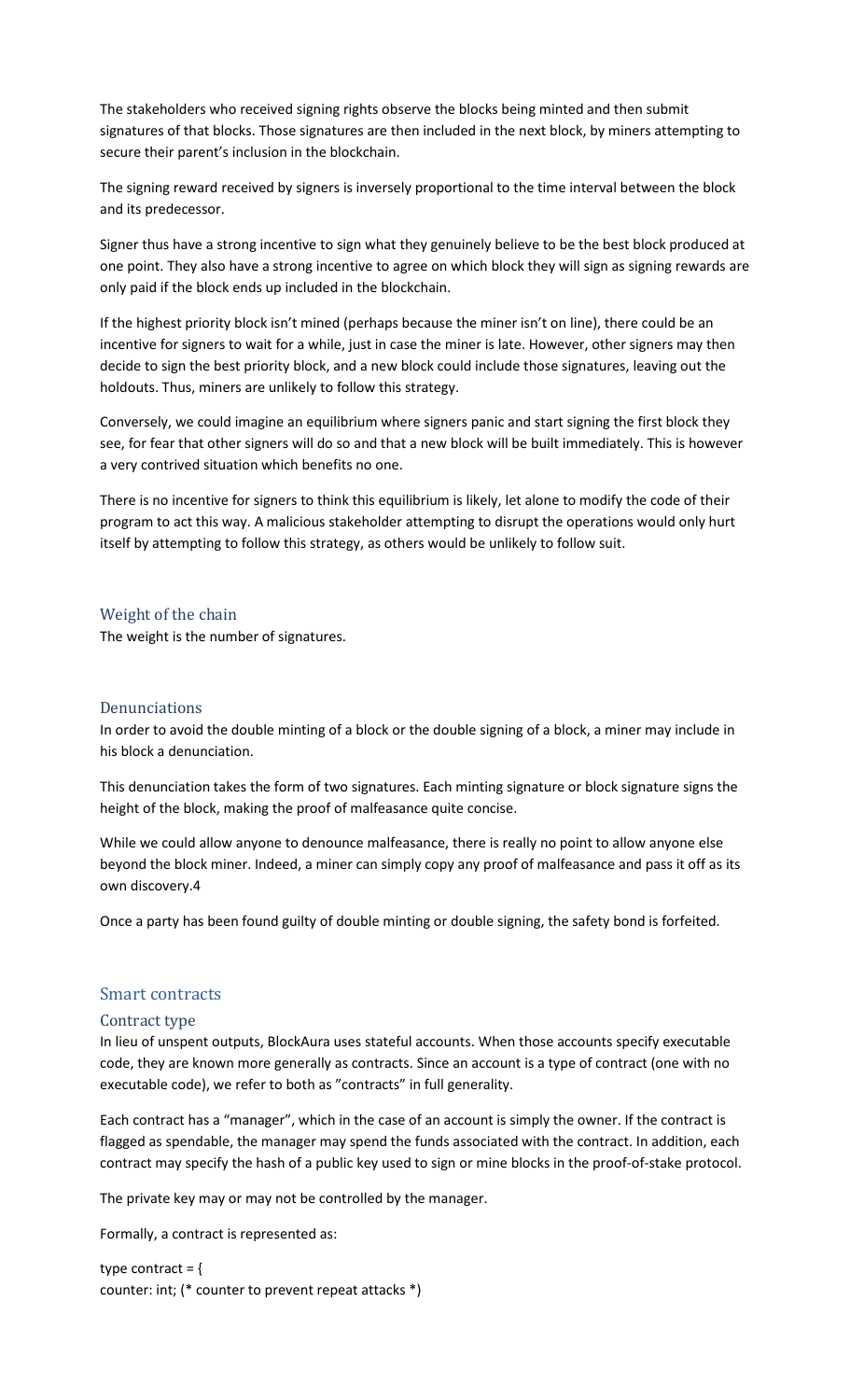The stakeholders who received signing rights observe the blocks being minted and then submit signatures of that blocks. Those signatures are then included in the next block, by miners attempting to secure their parent's inclusion in the blockchain.

The signing reward received by signers is inversely proportional to the time interval between the block and its predecessor.

Signer thus have a strong incentive to sign what they genuinely believe to be the best block produced at one point. They also have a strong incentive to agree on which block they will sign as signing rewards are only paid if the block ends up included in the blockchain.

If the highest priority block isn't mined (perhaps because the miner isn't on line), there could be an incentive for signers to wait for a while, just in case the miner is late. However, other signers may then decide to sign the best priority block, and a new block could include those signatures, leaving out the holdouts. Thus, miners are unlikely to follow this strategy.

Conversely, we could imagine an equilibrium where signers panic and start signing the first block they see, for fear that other signers will do so and that a new block will be built immediately. This is however a very contrived situation which benefits no one.

There is no incentive for signers to think this equilibrium is likely, let alone to modify the code of their program to act this way. A malicious stakeholder attempting to disrupt the operations would only hurt itself by attempting to follow this strategy, as others would be unlikely to follow suit.

### Weight of the chain

The weight is the number of signatures.

### Denunciations

In order to avoid the double minting of a block or the double signing of a block, a miner may include in his block a denunciation.

This denunciation takes the form of two signatures. Each minting signature or block signature signs the height of the block, making the proof of malfeasance quite concise.

While we could allow anyone to denounce malfeasance, there is really no point to allow anyone else beyond the block miner. Indeed, a miner can simply copy any proof of malfeasance and pass it off as its own discovery.[4]

Once a party has been found guilty of double minting or double signing, the safety bond is forfeited.

## Smart contracts

### Contract type

In lieu of unspent outputs, BlockAura uses stateful accounts. When those accounts specify executable code, they are known more generally as contracts. Since an account is a type of contract (one with no executable code), we refer to both as "contracts" in full generality.

Each contract has a "manager", which in the case of an account is simply the owner. If the contract is flagged as spendable, the manager may spend the funds associated with the contract. In addition, each contract may specify the hash of a public key used to sign or mine blocks in the proof-of-stake protocol.

The private key may or may not be controlled by the manager.

Formally, a contract is represented as:

```
type contract = {
counter: int; (* counter to prevent repeat attacks *)
```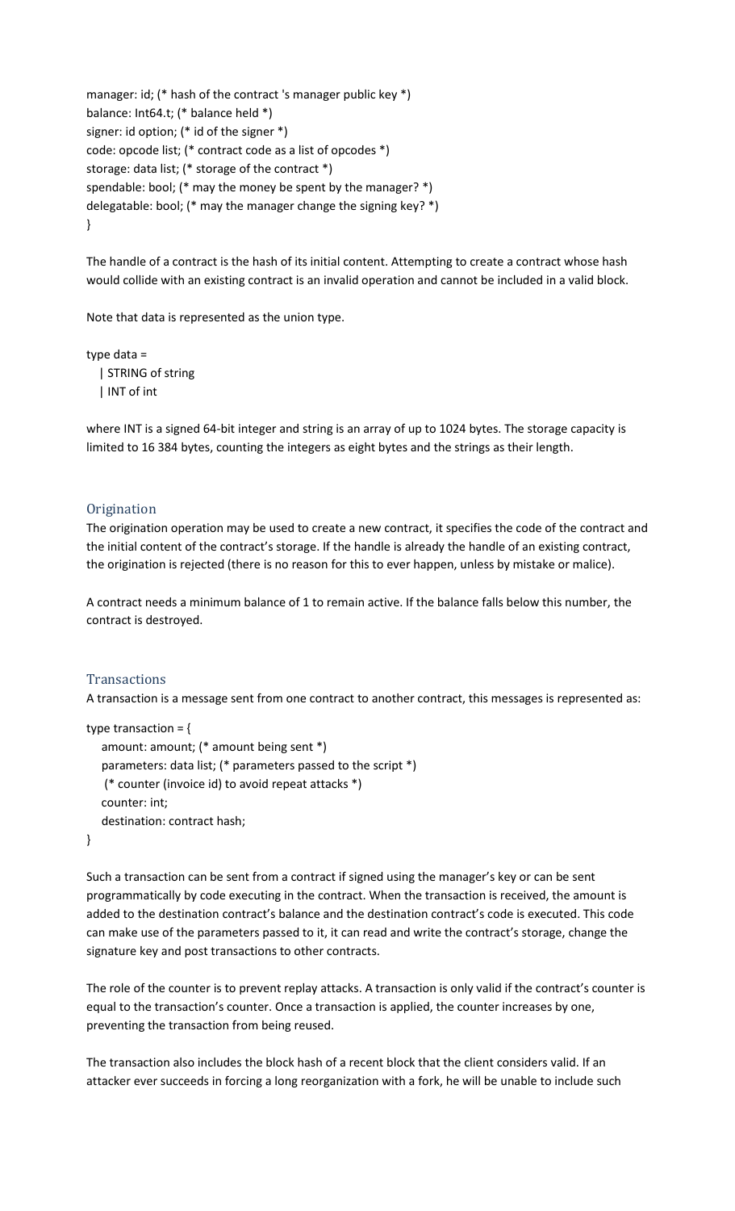```
manager: id; (* hash of the contract 's manager public key *)
balance: Int64.t; (* balance held *)
signer: id option; (* id of the signer *)
code: opcode list; (* contract code as a list of opcodes *)
storage: data list; (* storage of the contract *)
spendable: bool; (* may the money be spent by the manager? *)
delegatable: bool; (* may the manager change the signing key? *)
}
```

The handle of a contract is the hash of its initial content. Attempting to create a contract whose hash would collide with an existing contract is an invalid operation and cannot be included in a valid block.

Note that data is represented as the union type.

```
type data =
  | STRING of string
  | INT of int
```

where INT is a signed 64-bit integer and string is an array of up to 1024 bytes. The storage capacity is limited to 16 384 bytes, counting the integers as eight bytes and the strings as their length.

### Origination

The origination operation may be used to create a new contract, it specifies the code of the contract and the initial content of the contract's storage. If the handle is already the handle of an existing contract, the origination is rejected (there is no reason for this to ever happen, unless by mistake or malice).

A contract needs a minimum balance of 1 to remain active. If the balance falls below this number, the contract is destroyed.

### Transactions

A transaction is a message sent from one contract to another contract, this messages is represented as:

```
type transaction = {
  amount: amount; (* amount being sent *)
  parameters: data list; (* parameters passed to the script *)
  (* counter (invoice id) to avoid repeat attacks *)
  counter: int;
  destination: contract hash;
}
```

Such a transaction can be sent from a contract if signed using the manager's key or can be sent programmatically by code executing in the contract. When the transaction is received, the amount is added to the destination contract's balance and the destination contract's code is executed. This code can make use of the parameters passed to it, it can read and write the contract's storage, change the signature key and post transactions to other contracts.

The role of the counter is to prevent replay attacks. A transaction is only valid if the contract's counter is equal to the transaction's counter. Once a transaction is applied, the counter increases by one, preventing the transaction from being reused.

The transaction also includes the block hash of a recent block that the client considers valid. If an attacker ever succeeds in forcing a long reorganization with a fork, he will be unable to include such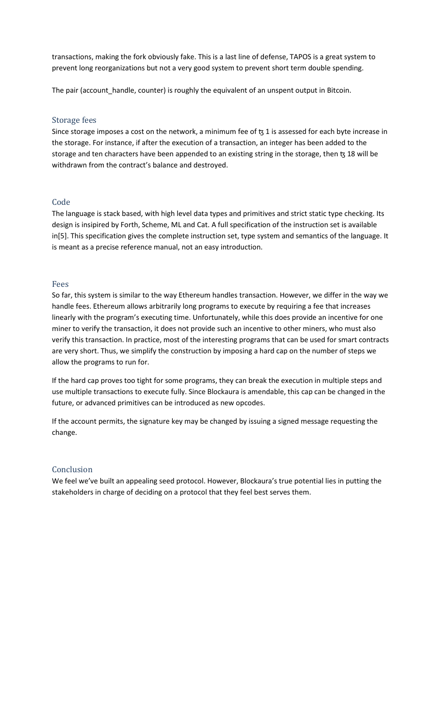transactions, making the fork obviously fake. This is a last line of defense, TAPOS is a great system to prevent long reorganizations but not a very good system to prevent short term double spending.

The pair (account_handle, counter) is roughly the equivalent of an unspent output in Bitcoin.

## Storage fees

Since storage imposes a cost on the network, a minimum fee of ꜩ 1 is assessed for each byte increase in the storage. For instance, if after the execution of a transaction, an integer has been added to the storage and ten characters have been appended to an existing string in the storage, then ꜩ 18 will be withdrawn from the contract's balance and destroyed.

## Code

The language is stack based, with high level data types and primitives and strict static type checking. Its design is insipired by Forth, Scheme, ML and Cat. A full specification of the instruction set is available in[5]. This specification gives the complete instruction set, type system and semantics of the language. It is meant as a precise reference manual, not an easy introduction.

## Fees

So far, this system is similar to the way Ethereum handles transaction. However, we differ in the way we handle fees. Ethereum allows arbitrarily long programs to execute by requiring a fee that increases linearly with the program's executing time. Unfortunately, while this does provide an incentive for one miner to verify the transaction, it does not provide such an incentive to other miners, who must also verify this transaction. In practice, most of the interesting programs that can be used for smart contracts are very short. Thus, we simplify the construction by imposing a hard cap on the number of steps we allow the programs to run for.

If the hard cap proves too tight for some programs, they can break the execution in multiple steps and use multiple transactions to execute fully. Since Blockaura is amendable, this cap can be changed in the future, or advanced primitives can be introduced as new opcodes.

If the account permits, the signature key may be changed by issuing a signed message requesting the change.

## Conclusion

We feel we've built an appealing seed protocol. However, Blockaura's true potential lies in putting the stakeholders in charge of deciding on a protocol that they feel best serves them.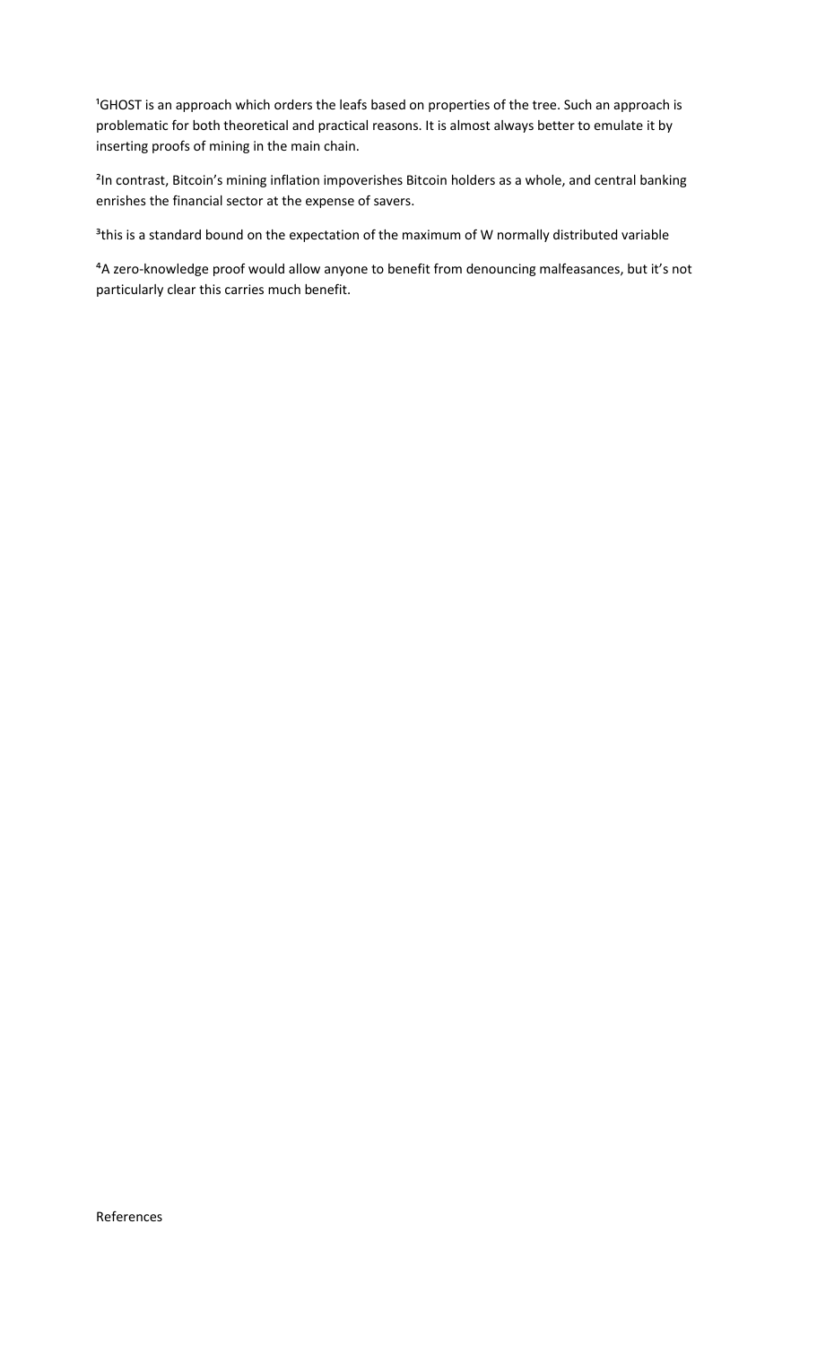[1]GHOST is an approach which orders the leafs based on properties of the tree. Such an approach is problematic for both theoretical and practical reasons. It is almost always better to emulate it by inserting proofs of mining in the main chain.

[2]In contrast, Bitcoin's mining inflation impoverishes Bitcoin holders as a whole, and central banking enrishes the financial sector at the expense of savers.

[3]this is a standard bound on the expectation of the maximum of W normally distributed variable

[4]A zero-knowledge proof would allow anyone to benefit from denouncing malfeasances, but it's not particularly clear this carries much benefit.

References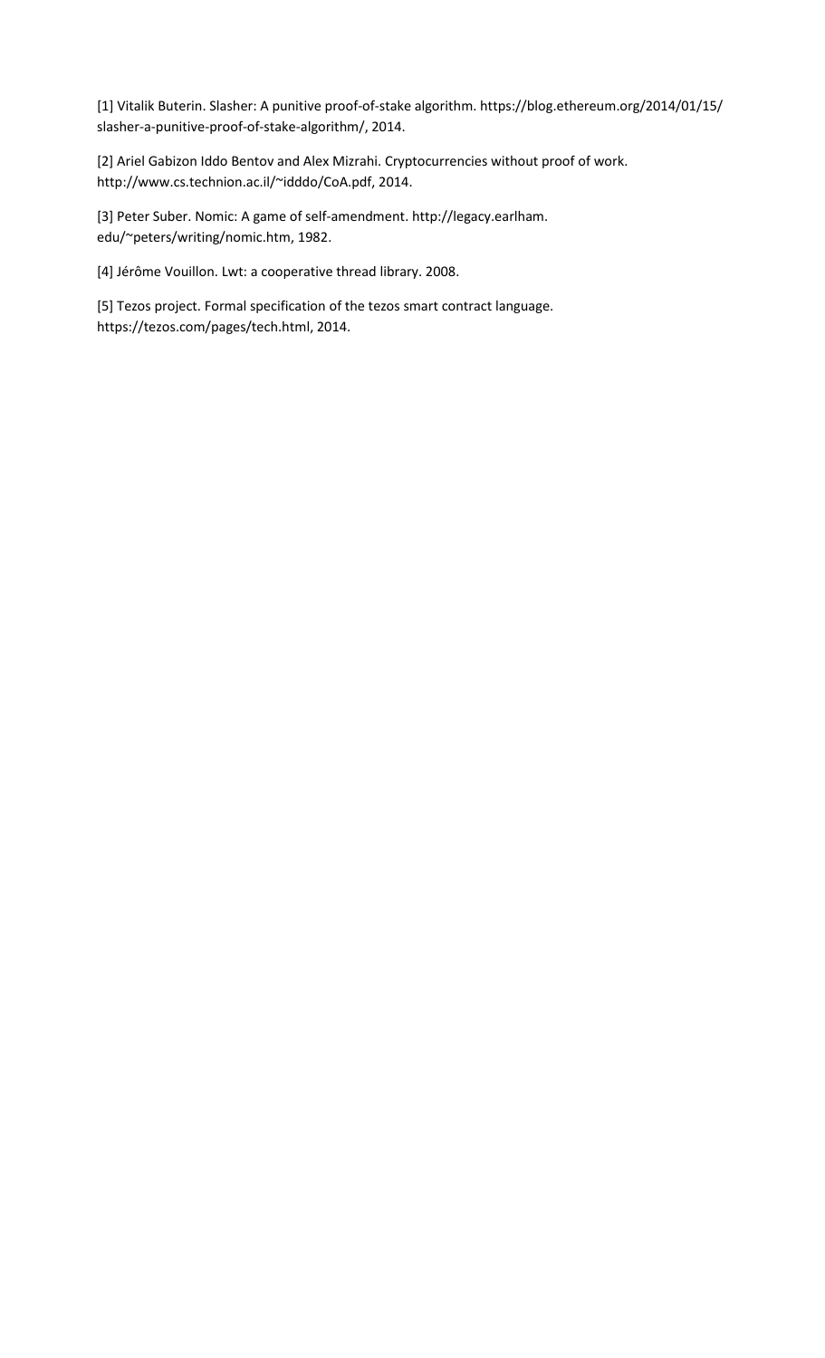[1] Vitalik Buterin. Slasher: A punitive proof-of-stake algorithm. https://blog.ethereum.org/2014/01/15/slasher-a-punitive-proof-of-stake-algorithm/, 2014.

[2] Ariel Gabizon Iddo Bentov and Alex Mizrahi. Cryptocurrencies without proof of work. http://www.cs.technion.ac.il/~idddo/CoA.pdf, 2014.

[3] Peter Suber. Nomic: A game of self-amendment. http://legacy.earlham.edu/~peters/writing/nomic.htm, 1982.

[4] Jérôme Vouillon. Lwt: a cooperative thread library. 2008.

[5] Tezos project. Formal specification of the tezos smart contract language. https://tezos.com/pages/tech.html, 2014.